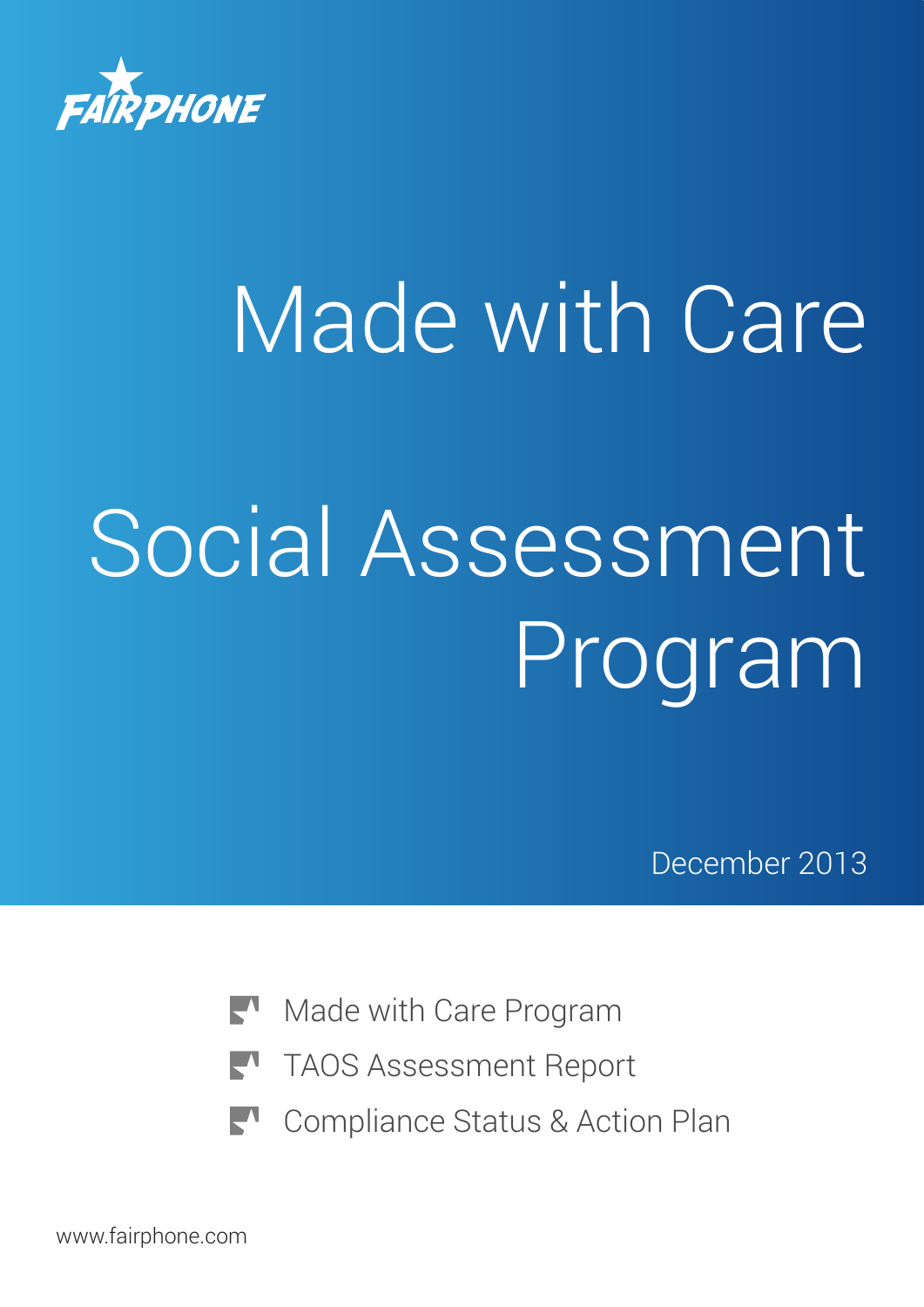FAIRPHONE

# Made with Care

# Social Assessment Program

December 2013

- Made with Care Program
- TAOS Assessment Report
- Compliance Status & Action Plan

www.fairphone.com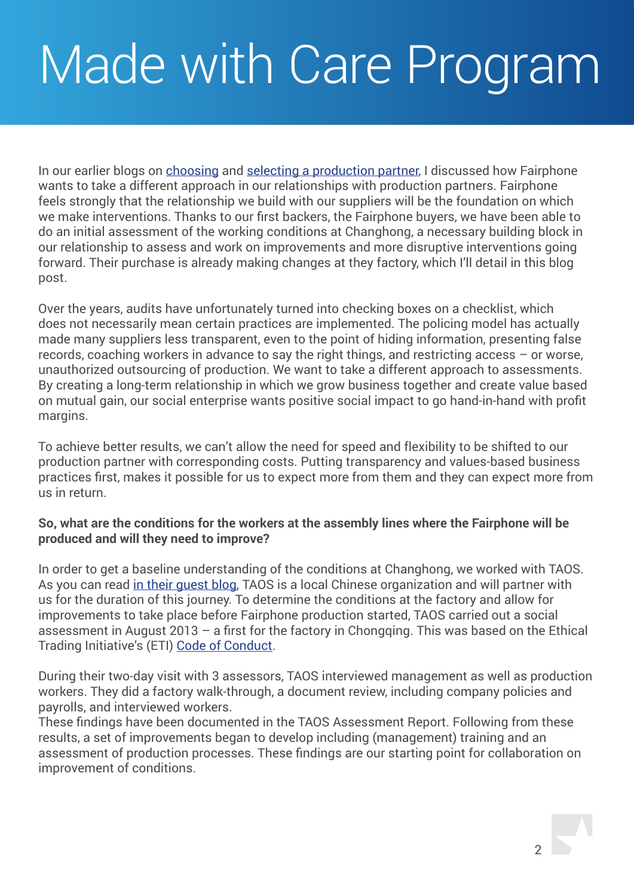# Made with Care Program

In our earlier blogs on [choosing] and [selecting a production partner], I discussed how Fairphone wants to take a different approach in our relationships with production partners. Fairphone feels strongly that the relationship we build with our suppliers will be the foundation on which we make interventions. Thanks to our first backers, the Fairphone buyers, we have been able to do an initial assessment of the working conditions at Changhong, a necessary building block in our relationship to assess and work on improvements and more disruptive interventions going forward. Their purchase is already making changes at they factory, which I'll detail in this blog post.

Over the years, audits have unfortunately turned into checking boxes on a checklist, which does not necessarily mean certain practices are implemented. The policing model has actually made many suppliers less transparent, even to the point of hiding information, presenting false records, coaching workers in advance to say the right things, and restricting access – or worse, unauthorized outsourcing of production. We want to take a different approach to assessments. By creating a long-term relationship in which we grow business together and create value based on mutual gain, our social enterprise wants positive social impact to go hand-in-hand with profit margins.

To achieve better results, we can't allow the need for speed and flexibility to be shifted to our production partner with corresponding costs. Putting transparency and values-based business practices first, makes it possible for us to expect more from them and they can expect more from us in return.

**So, what are the conditions for the workers at the assembly lines where the Fairphone will be produced and will they need to improve?**

In order to get a baseline understanding of the conditions at Changhong, we worked with TAOS. As you can read [in their guest blog], TAOS is a local Chinese organization and will partner with us for the duration of this journey. To determine the conditions at the factory and allow for improvements to take place before Fairphone production started, TAOS carried out a social assessment in August 2013 – a first for the factory in Chongqing. This was based on the Ethical Trading Initiative's (ETI) [Code of Conduct].

During their two-day visit with 3 assessors, TAOS interviewed management as well as production workers. They did a factory walk-through, a document review, including company policies and payrolls, and interviewed workers.
These findings have been documented in the TAOS Assessment Report. Following from these results, a set of improvements began to develop including (management) training and an assessment of production processes. These findings are our starting point for collaboration on improvement of conditions.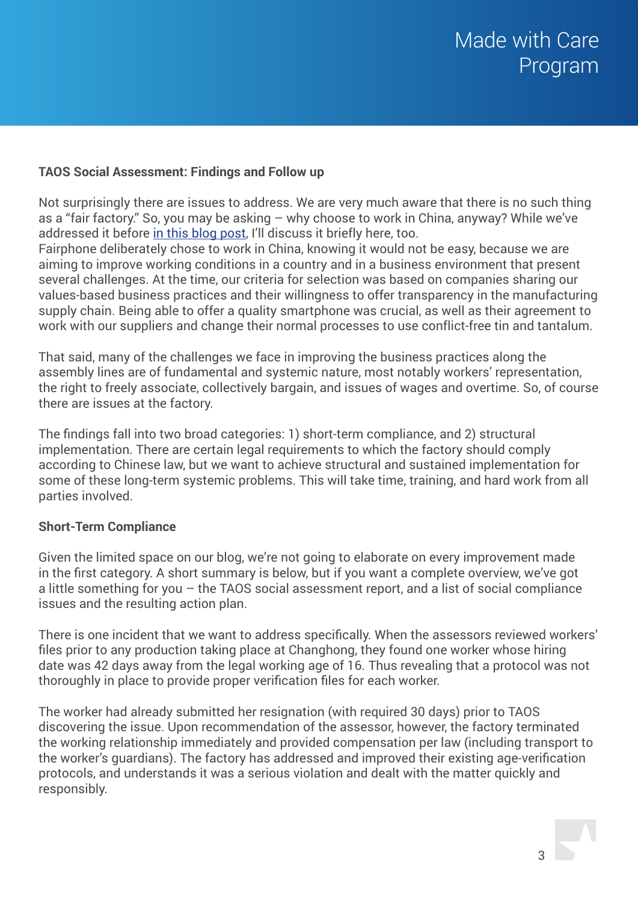**TAOS Social Assessment: Findings and Follow up**

Not surprisingly there are issues to address. We are very much aware that there is no such thing as a "fair factory." So, you may be asking – why choose to work in China, anyway? While we've addressed it before in this blog post, I'll discuss it briefly here, too.
Fairphone deliberately chose to work in China, knowing it would not be easy, because we are aiming to improve working conditions in a country and in a business environment that present several challenges. At the time, our criteria for selection was based on companies sharing our values-based business practices and their willingness to offer transparency in the manufacturing supply chain. Being able to offer a quality smartphone was crucial, as well as their agreement to work with our suppliers and change their normal processes to use conflict-free tin and tantalum.

That said, many of the challenges we face in improving the business practices along the assembly lines are of fundamental and systemic nature, most notably workers' representation, the right to freely associate, collectively bargain, and issues of wages and overtime. So, of course there are issues at the factory.

The findings fall into two broad categories: 1) short-term compliance, and 2) structural implementation. There are certain legal requirements to which the factory should comply according to Chinese law, but we want to achieve structural and sustained implementation for some of these long-term systemic problems. This will take time, training, and hard work from all parties involved.

**Short-Term Compliance**

Given the limited space on our blog, we're not going to elaborate on every improvement made in the first category. A short summary is below, but if you want a complete overview, we've got a little something for you – the TAOS social assessment report, and a list of social compliance issues and the resulting action plan.

There is one incident that we want to address specifically. When the assessors reviewed workers' files prior to any production taking place at Changhong, they found one worker whose hiring date was 42 days away from the legal working age of 16. Thus revealing that a protocol was not thoroughly in place to provide proper verification files for each worker.

The worker had already submitted her resignation (with required 30 days) prior to TAOS discovering the issue. Upon recommendation of the assessor, however, the factory terminated the working relationship immediately and provided compensation per law (including transport to the worker's guardians). The factory has addressed and improved their existing age-verification protocols, and understands it was a serious violation and dealt with the matter quickly and responsibly.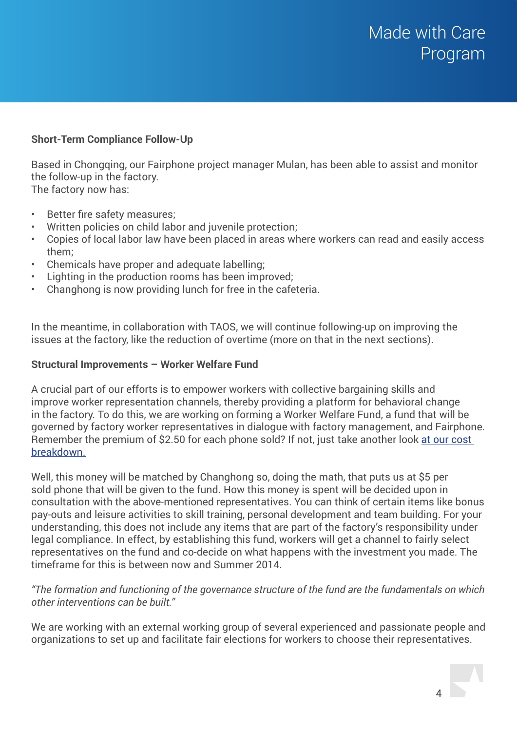**Short-Term Compliance Follow-Up**

Based in Chongqing, our Fairphone project manager Mulan, has been able to assist and monitor the follow-up in the factory.
The factory now has:

- Better fire safety measures;
- Written policies on child labor and juvenile protection;
- Copies of local labor law have been placed in areas where workers can read and easily access them;
- Chemicals have proper and adequate labelling;
- Lighting in the production rooms has been improved;
- Changhong is now providing lunch for free in the cafeteria.

In the meantime, in collaboration with TAOS, we will continue following-up on improving the issues at the factory, like the reduction of overtime (more on that in the next sections).

**Structural Improvements – Worker Welfare Fund**

A crucial part of our efforts is to empower workers with collective bargaining skills and improve worker representation channels, thereby providing a platform for behavioral change in the factory. To do this, we are working on forming a Worker Welfare Fund, a fund that will be governed by factory worker representatives in dialogue with factory management, and Fairphone. Remember the premium of $2.50 for each phone sold? If not, just take another look at our cost breakdown.

Well, this money will be matched by Changhong so, doing the math, that puts us at $5 per sold phone that will be given to the fund. How this money is spent will be decided upon in consultation with the above-mentioned representatives. You can think of certain items like bonus pay-outs and leisure activities to skill training, personal development and team building. For your understanding, this does not include any items that are part of the factory's responsibility under legal compliance. In effect, by establishing this fund, workers will get a channel to fairly select representatives on the fund and co-decide on what happens with the investment you made. The timeframe for this is between now and Summer 2014.

*"The formation and functioning of the governance structure of the fund are the fundamentals on which other interventions can be built."*

We are working with an external working group of several experienced and passionate people and organizations to set up and facilitate fair elections for workers to choose their representatives.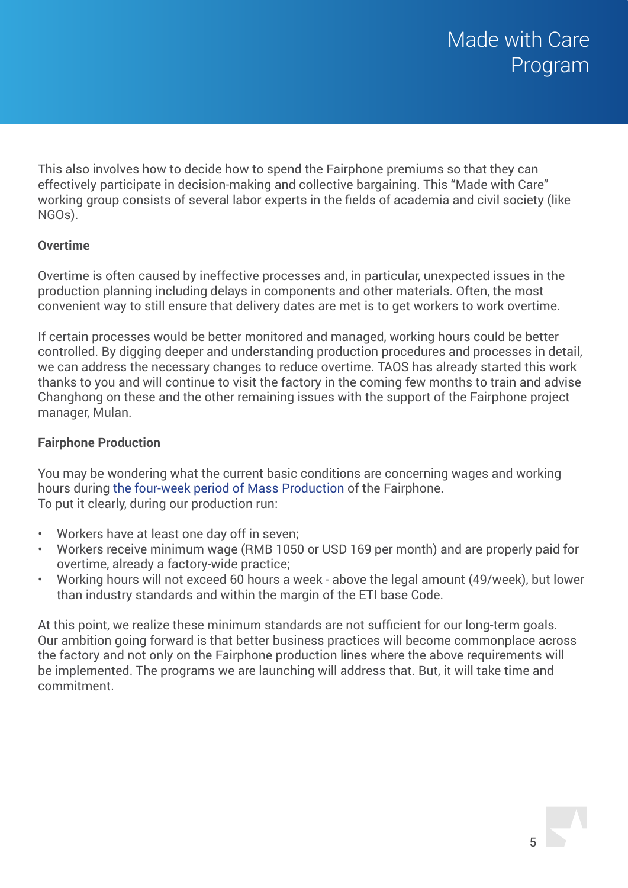# Made with Care Program

This also involves how to decide how to spend the Fairphone premiums so that they can effectively participate in decision-making and collective bargaining. This "Made with Care" working group consists of several labor experts in the fields of academia and civil society (like NGOs).

**Overtime**

Overtime is often caused by ineffective processes and, in particular, unexpected issues in the production planning including delays in components and other materials. Often, the most convenient way to still ensure that delivery dates are met is to get workers to work overtime.

If certain processes would be better monitored and managed, working hours could be better controlled. By digging deeper and understanding production procedures and processes in detail, we can address the necessary changes to reduce overtime. TAOS has already started this work thanks to you and will continue to visit the factory in the coming few months to train and advise Changhong on these and the other remaining issues with the support of the Fairphone project manager, Mulan.

**Fairphone Production**

You may be wondering what the current basic conditions are concerning wages and working hours during the four-week period of Mass Production of the Fairphone.
To put it clearly, during our production run:

- Workers have at least one day off in seven;
- Workers receive minimum wage (RMB 1050 or USD 169 per month) and are properly paid for overtime, already a factory-wide practice;
- Working hours will not exceed 60 hours a week - above the legal amount (49/week), but lower than industry standards and within the margin of the ETI base Code.

At this point, we realize these minimum standards are not sufficient for our long-term goals. Our ambition going forward is that better business practices will become commonplace across the factory and not only on the Fairphone production lines where the above requirements will be implemented. The programs we are launching will address that. But, it will take time and commitment.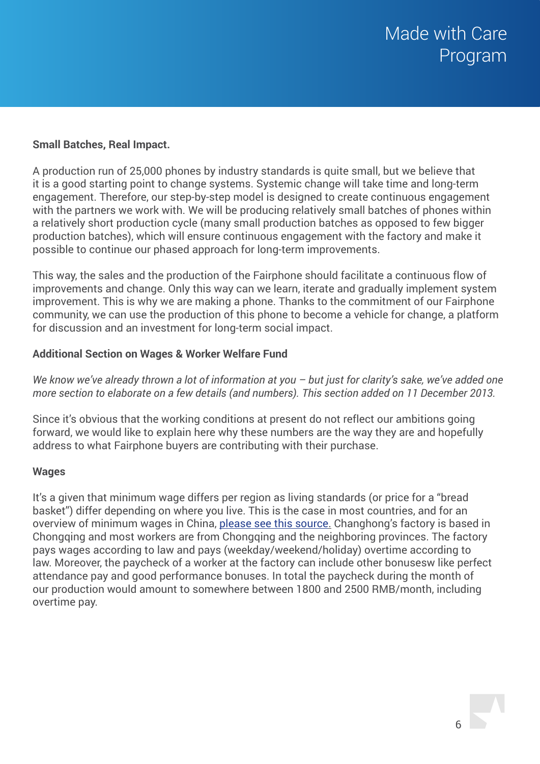**Small Batches, Real Impact.**

A production run of 25,000 phones by industry standards is quite small, but we believe that it is a good starting point to change systems. Systemic change will take time and long-term engagement. Therefore, our step-by-step model is designed to create continuous engagement with the partners we work with. We will be producing relatively small batches of phones within a relatively short production cycle (many small production batches as opposed to few bigger production batches), which will ensure continuous engagement with the factory and make it possible to continue our phased approach for long-term improvements.

This way, the sales and the production of the Fairphone should facilitate a continuous flow of improvements and change. Only this way can we learn, iterate and gradually implement system improvement. This is why we are making a phone. Thanks to the commitment of our Fairphone community, we can use the production of this phone to become a vehicle for change, a platform for discussion and an investment for long-term social impact.

**Additional Section on Wages & Worker Welfare Fund**

*We know we've already thrown a lot of information at you – but just for clarity's sake, we've added one more section to elaborate on a few details (and numbers). This section added on 11 December 2013.*

Since it's obvious that the working conditions at present do not reflect our ambitions going forward, we would like to explain here why these numbers are the way they are and hopefully address to what Fairphone buyers are contributing with their purchase.

**Wages**

It's a given that minimum wage differs per region as living standards (or price for a "bread basket") differ depending on where you live. This is the case in most countries, and for an overview of minimum wages in China, please see this source. Changhong's factory is based in Chongqing and most workers are from Chongqing and the neighboring provinces. The factory pays wages according to law and pays (weekday/weekend/holiday) overtime according to law. Moreover, the paycheck of a worker at the factory can include other bonusesw like perfect attendance pay and good performance bonuses. In total the paycheck during the month of our production would amount to somewhere between 1800 and 2500 RMB/month, including overtime pay.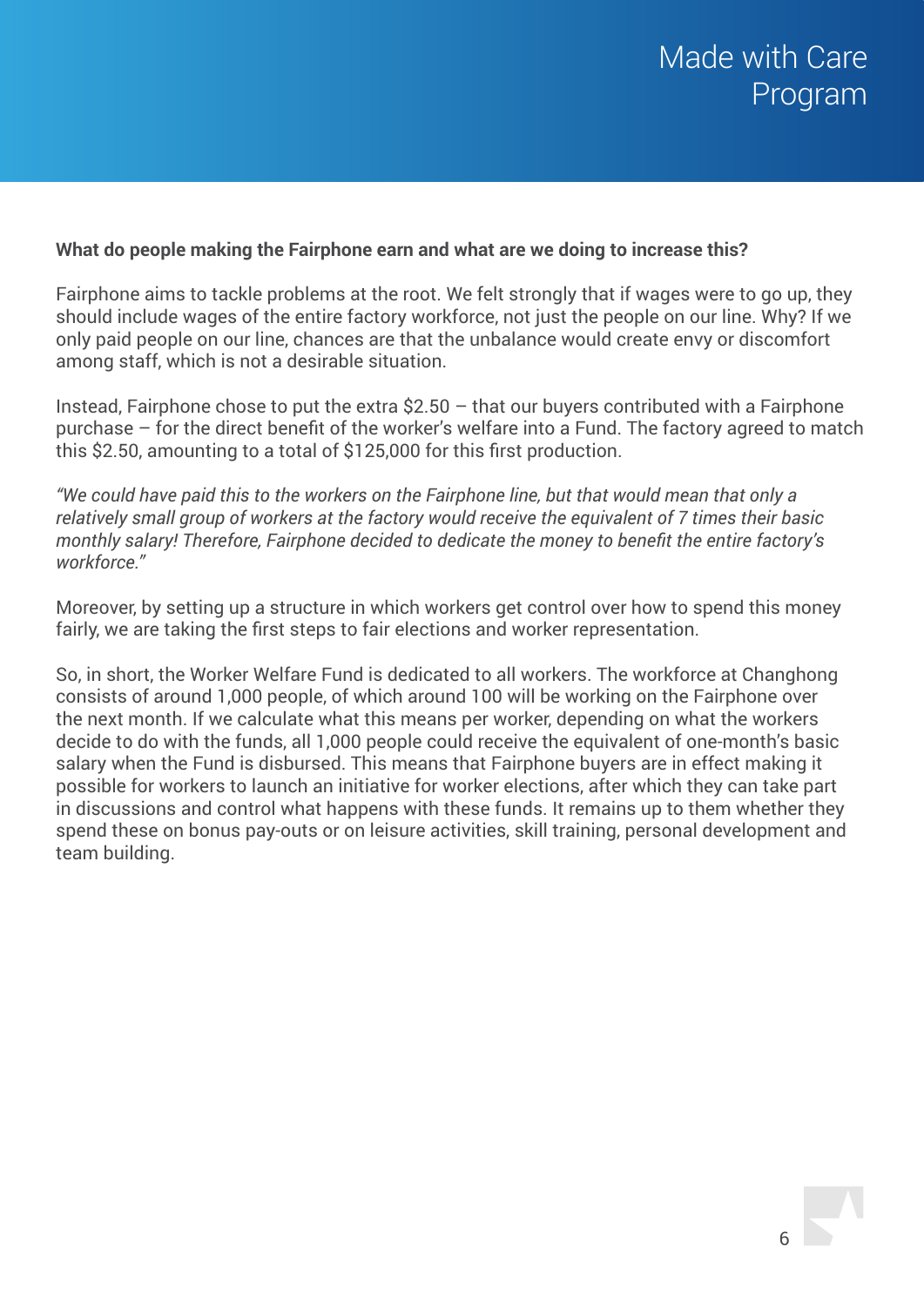**What do people making the Fairphone earn and what are we doing to increase this?**

Fairphone aims to tackle problems at the root. We felt strongly that if wages were to go up, they should include wages of the entire factory workforce, not just the people on our line. Why? If we only paid people on our line, chances are that the unbalance would create envy or discomfort among staff, which is not a desirable situation.

Instead, Fairphone chose to put the extra $2.50 – that our buyers contributed with a Fairphone purchase – for the direct benefit of the worker's welfare into a Fund. The factory agreed to match this $2.50, amounting to a total of $125,000 for this first production.

*"We could have paid this to the workers on the Fairphone line, but that would mean that only a relatively small group of workers at the factory would receive the equivalent of 7 times their basic monthly salary! Therefore, Fairphone decided to dedicate the money to benefit the entire factory's workforce."*

Moreover, by setting up a structure in which workers get control over how to spend this money fairly, we are taking the first steps to fair elections and worker representation.

So, in short, the Worker Welfare Fund is dedicated to all workers. The workforce at Changhong consists of around 1,000 people, of which around 100 will be working on the Fairphone over the next month. If we calculate what this means per worker, depending on what the workers decide to do with the funds, all 1,000 people could receive the equivalent of one-month's basic salary when the Fund is disbursed. This means that Fairphone buyers are in effect making it possible for workers to launch an initiative for worker elections, after which they can take part in discussions and control what happens with these funds. It remains up to them whether they spend these on bonus pay-outs or on leisure activities, skill training, personal development and team building.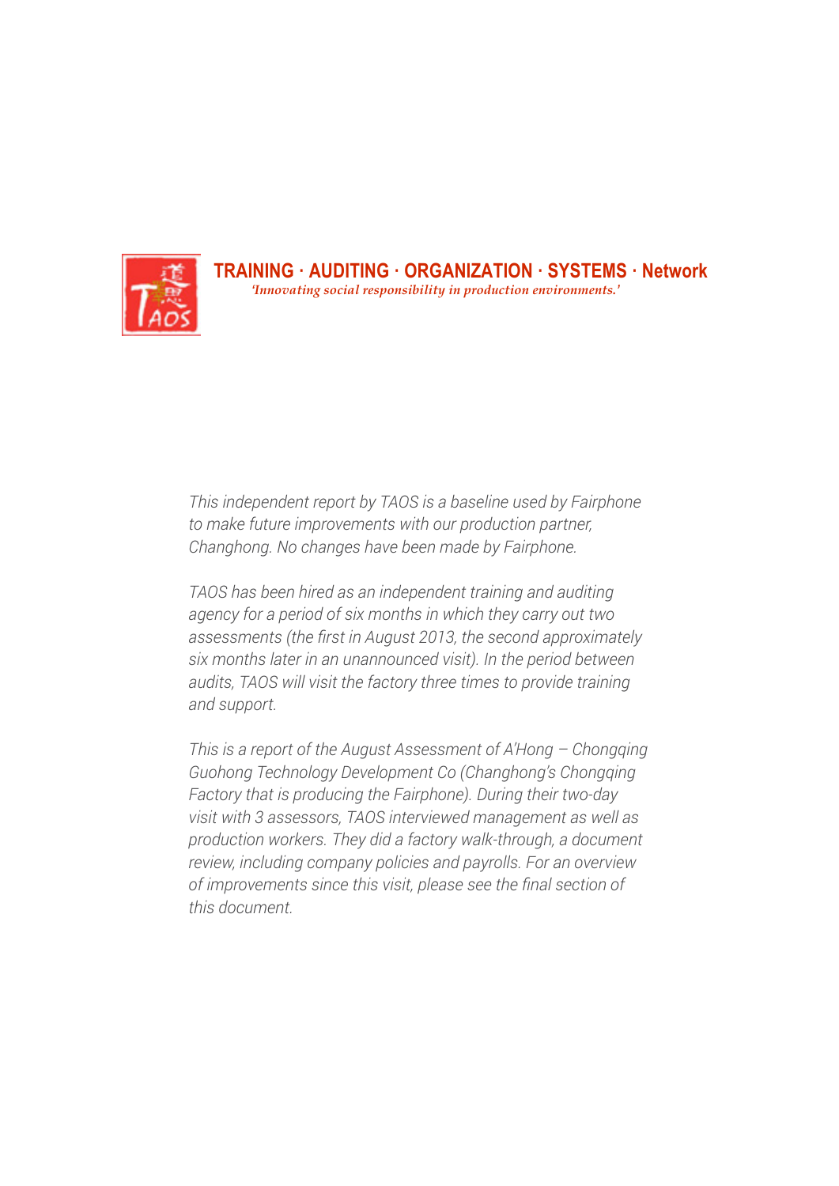**TRAINING · AUDITING · ORGANIZATION · SYSTEMS · Network**

*'Innovating social responsibility in production environments.'*

*This independent report by TAOS is a baseline used by Fairphone to make future improvements with our production partner, Changhong. No changes have been made by Fairphone.*

*TAOS has been hired as an independent training and auditing agency for a period of six months in which they carry out two assessments (the first in August 2013, the second approximately six months later in an unannounced visit). In the period between audits, TAOS will visit the factory three times to provide training and support.*

*This is a report of the August Assessment of A'Hong – Chongqing Guohong Technology Development Co (Changhong's Chongqing Factory that is producing the Fairphone). During their two-day visit with 3 assessors, TAOS interviewed management as well as production workers. They did a factory walk-through, a document review, including company policies and payrolls. For an overview of improvements since this visit, please see the final section of this document.*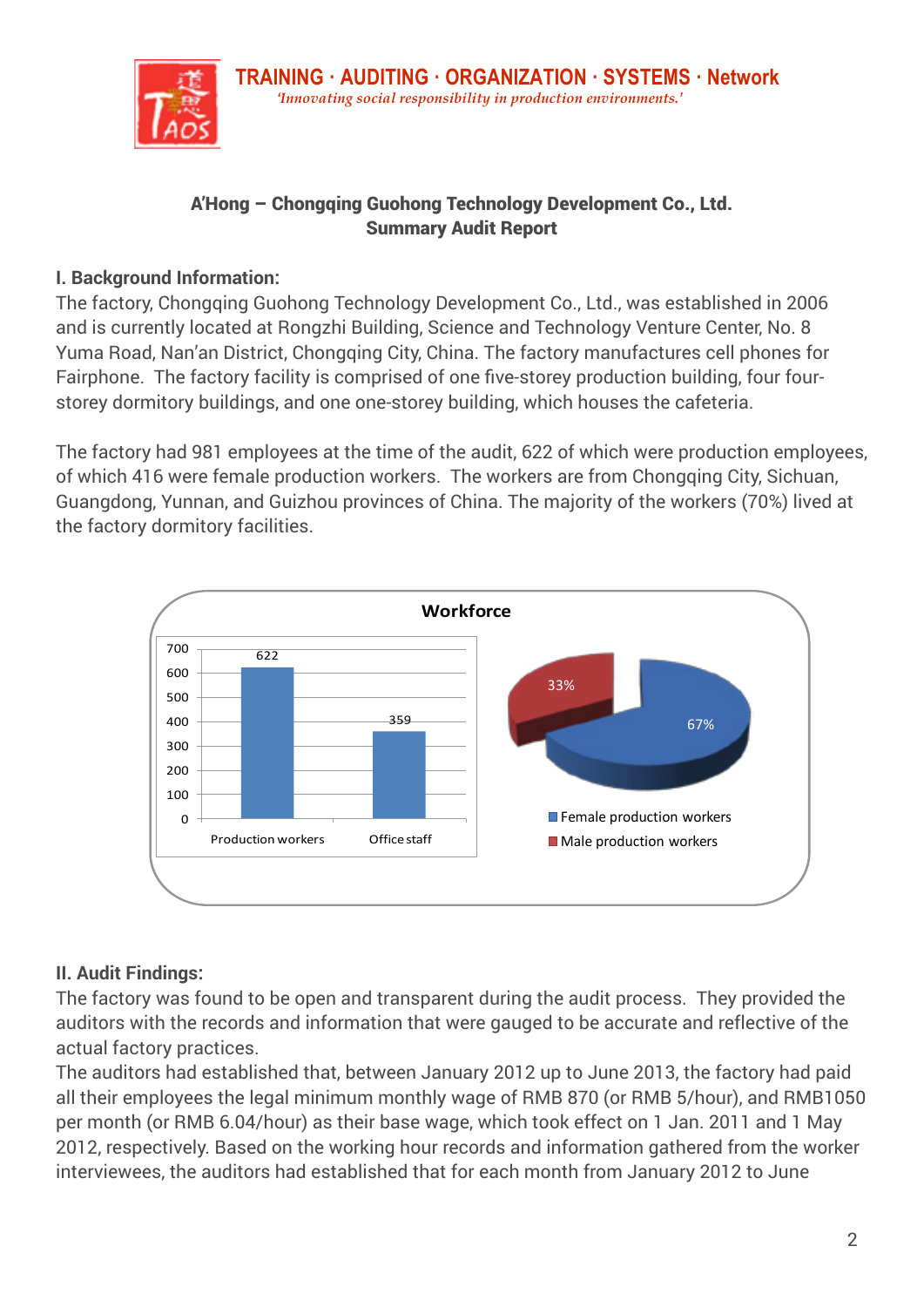TRAINING · AUDITING · ORGANIZATION · SYSTEMS · Network
*'Innovating social responsibility in production environments.'*

**A'Hong – Chongqing Guohong Technology Development Co., Ltd.**
**Summary Audit Report**

## I. Background Information:

The factory, Chongqing Guohong Technology Development Co., Ltd., was established in 2006 and is currently located at Rongzhi Building, Science and Technology Venture Center, No. 8 Yuma Road, Nan'an District, Chongqing City, China. The factory manufactures cell phones for Fairphone. The factory facility is comprised of one five-storey production building, four four-storey dormitory buildings, and one one-storey building, which houses the cafeteria.

The factory had 981 employees at the time of the audit, 622 of which were production employees, of which 416 were female production workers. The workers are from Chongqing City, Sichuan, Guangdong, Yunnan, and Guizhou provinces of China. The majority of the workers (70%) lived at the factory dormitory facilities.

**Workforce**

| Category | Number |
|---|---|
| Production workers | 622 |
| Office staff | 359 |

| Category | Share |
|---|---|
| Female production workers | 67% |
| Male production workers | 33% |

## II. Audit Findings:

The factory was found to be open and transparent during the audit process. They provided the auditors with the records and information that were gauged to be accurate and reflective of the actual factory practices.

The auditors had established that, between January 2012 up to June 2013, the factory had paid all their employees the legal minimum monthly wage of RMB 870 (or RMB 5/hour), and RMB1050 per month (or RMB 6.04/hour) as their base wage, which took effect on 1 Jan. 2011 and 1 May 2012, respectively. Based on the working hour records and information gathered from the worker interviewees, the auditors had established that for each month from January 2012 to June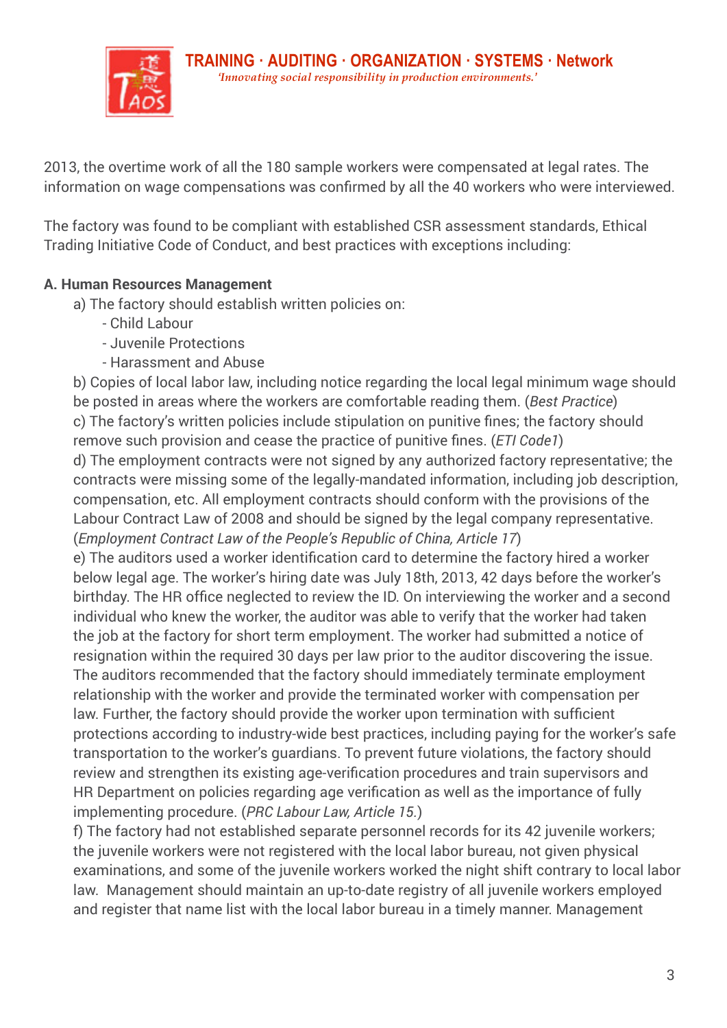2013, the overtime work of all the 180 sample workers were compensated at legal rates. The information on wage compensations was confirmed by all the 40 workers who were interviewed.

The factory was found to be compliant with established CSR assessment standards, Ethical Trading Initiative Code of Conduct, and best practices with exceptions including:

**A. Human Resources Management**

a) The factory should establish written policies on:

- Child Labour
- Juvenile Protections
- Harassment and Abuse

b) Copies of local labor law, including notice regarding the local legal minimum wage should be posted in areas where the workers are comfortable reading them. (*Best Practice*)

c) The factory's written policies include stipulation on punitive fines; the factory should remove such provision and cease the practice of punitive fines. (*ETI Code1*)

d) The employment contracts were not signed by any authorized factory representative; the contracts were missing some of the legally-mandated information, including job description, compensation, etc. All employment contracts should conform with the provisions of the Labour Contract Law of 2008 and should be signed by the legal company representative. (*Employment Contract Law of the People's Republic of China, Article 17*)

e) The auditors used a worker identification card to determine the factory hired a worker below legal age. The worker's hiring date was July 18th, 2013, 42 days before the worker's birthday. The HR office neglected to review the ID. On interviewing the worker and a second individual who knew the worker, the auditor was able to verify that the worker had taken the job at the factory for short term employment. The worker had submitted a notice of resignation within the required 30 days per law prior to the auditor discovering the issue. The auditors recommended that the factory should immediately terminate employment relationship with the worker and provide the terminated worker with compensation per law. Further, the factory should provide the worker upon termination with sufficient protections according to industry-wide best practices, including paying for the worker's safe transportation to the worker's guardians. To prevent future violations, the factory should review and strengthen its existing age-verification procedures and train supervisors and HR Department on policies regarding age verification as well as the importance of fully implementing procedure. (*PRC Labour Law, Article 15.*)

f) The factory had not established separate personnel records for its 42 juvenile workers; the juvenile workers were not registered with the local labor bureau, not given physical examinations, and some of the juvenile workers worked the night shift contrary to local labor law. Management should maintain an up-to-date registry of all juvenile workers employed and register that name list with the local labor bureau in a timely manner. Management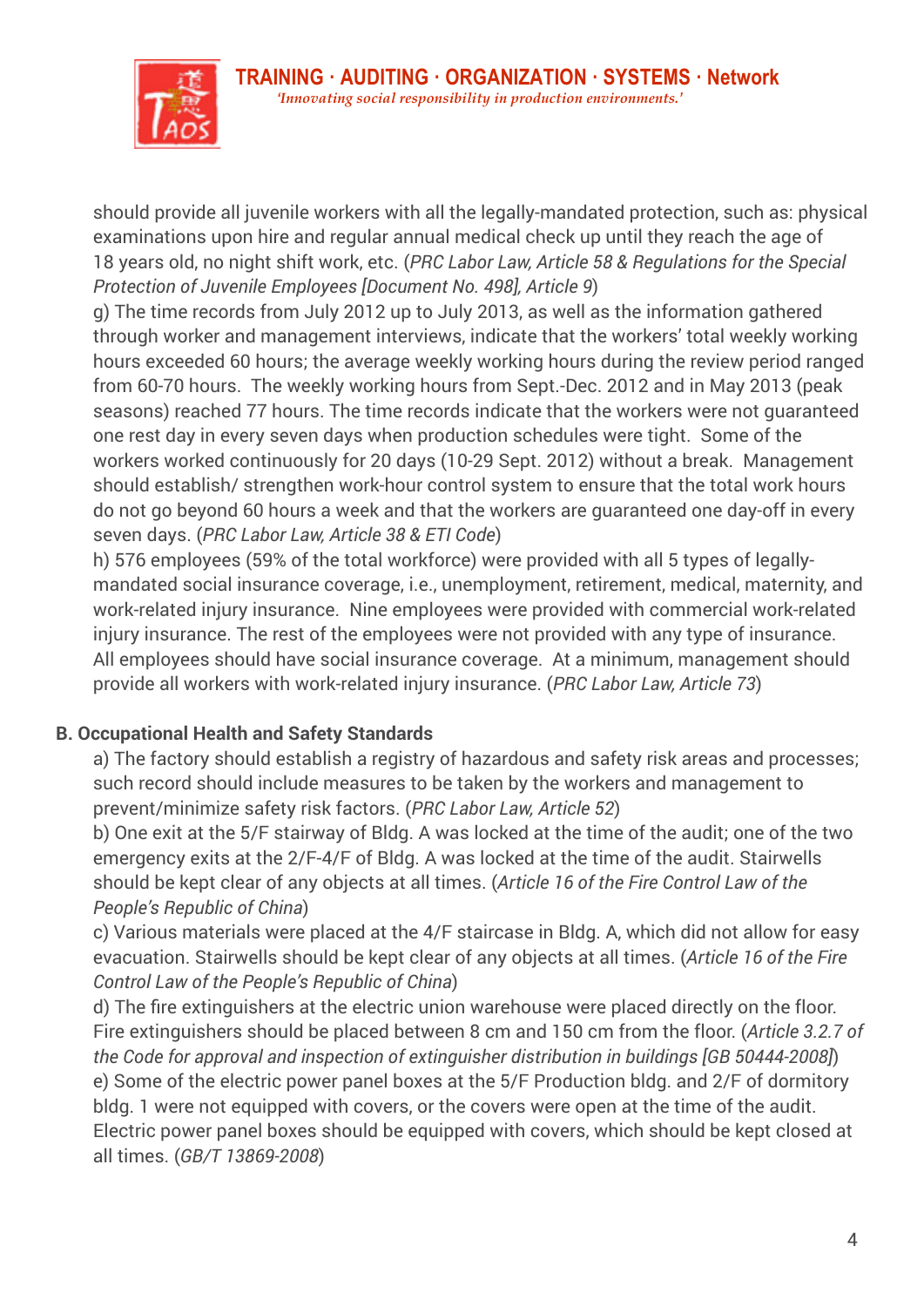should provide all juvenile workers with all the legally-mandated protection, such as: physical examinations upon hire and regular annual medical check up until they reach the age of 18 years old, no night shift work, etc. (*PRC Labor Law, Article 58 & Regulations for the Special Protection of Juvenile Employees [Document No. 498], Article 9*)

g) The time records from July 2012 up to July 2013, as well as the information gathered through worker and management interviews, indicate that the workers' total weekly working hours exceeded 60 hours; the average weekly working hours during the review period ranged from 60-70 hours. The weekly working hours from Sept.-Dec. 2012 and in May 2013 (peak seasons) reached 77 hours. The time records indicate that the workers were not guaranteed one rest day in every seven days when production schedules were tight. Some of the workers worked continuously for 20 days (10-29 Sept. 2012) without a break. Management should establish/ strengthen work-hour control system to ensure that the total work hours do not go beyond 60 hours a week and that the workers are guaranteed one day-off in every seven days. (*PRC Labor Law, Article 38 & ETI Code*)

h) 576 employees (59% of the total workforce) were provided with all 5 types of legally-mandated social insurance coverage, i.e., unemployment, retirement, medical, maternity, and work-related injury insurance. Nine employees were provided with commercial work-related injury insurance. The rest of the employees were not provided with any type of insurance. All employees should have social insurance coverage. At a minimum, management should provide all workers with work-related injury insurance. (*PRC Labor Law, Article 73*)

## B. Occupational Health and Safety Standards

a) The factory should establish a registry of hazardous and safety risk areas and processes; such record should include measures to be taken by the workers and management to prevent/minimize safety risk factors. (*PRC Labor Law, Article 52*)

b) One exit at the 5/F stairway of Bldg. A was locked at the time of the audit; one of the two emergency exits at the 2/F-4/F of Bldg. A was locked at the time of the audit. Stairwells should be kept clear of any objects at all times. (*Article 16 of the Fire Control Law of the People's Republic of China*)

c) Various materials were placed at the 4/F staircase in Bldg. A, which did not allow for easy evacuation. Stairwells should be kept clear of any objects at all times. (*Article 16 of the Fire Control Law of the People's Republic of China*)

d) The fire extinguishers at the electric union warehouse were placed directly on the floor. Fire extinguishers should be placed between 8 cm and 150 cm from the floor. (*Article 3.2.7 of the Code for approval and inspection of extinguisher distribution in buildings [GB 50444-2008]*)

e) Some of the electric power panel boxes at the 5/F Production bldg. and 2/F of dormitory bldg. 1 were not equipped with covers, or the covers were open at the time of the audit. Electric power panel boxes should be equipped with covers, which should be kept closed at all times. (*GB/T 13869-2008*)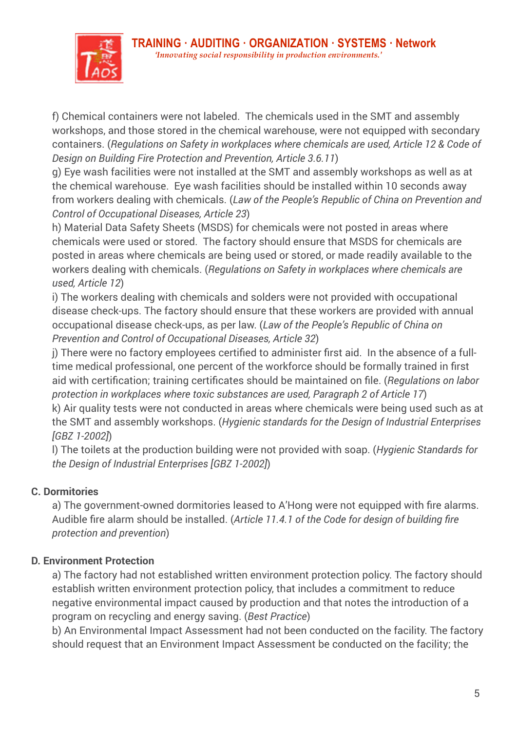f) Chemical containers were not labeled. The chemicals used in the SMT and assembly workshops, and those stored in the chemical warehouse, were not equipped with secondary containers. (*Regulations on Safety in workplaces where chemicals are used, Article 12 & Code of Design on Building Fire Protection and Prevention, Article 3.6.11*)

g) Eye wash facilities were not installed at the SMT and assembly workshops as well as at the chemical warehouse. Eye wash facilities should be installed within 10 seconds away from workers dealing with chemicals. (*Law of the People's Republic of China on Prevention and Control of Occupational Diseases, Article 23*)

h) Material Data Safety Sheets (MSDS) for chemicals were not posted in areas where chemicals were used or stored. The factory should ensure that MSDS for chemicals are posted in areas where chemicals are being used or stored, or made readily available to the workers dealing with chemicals. (*Regulations on Safety in workplaces where chemicals are used, Article 12*)

i) The workers dealing with chemicals and solders were not provided with occupational disease check-ups. The factory should ensure that these workers are provided with annual occupational disease check-ups, as per law. (*Law of the People's Republic of China on Prevention and Control of Occupational Diseases, Article 32*)

j) There were no factory employees certified to administer first aid. In the absence of a full-time medical professional, one percent of the workforce should be formally trained in first aid with certification; training certificates should be maintained on file. (*Regulations on labor protection in workplaces where toxic substances are used, Paragraph 2 of Article 17*)

k) Air quality tests were not conducted in areas where chemicals were being used such as at the SMT and assembly workshops. (*Hygienic standards for the Design of Industrial Enterprises [GBZ 1-2002]*)

l) The toilets at the production building were not provided with soap. (*Hygienic Standards for the Design of Industrial Enterprises [GBZ 1-2002]*)

**C. Dormitories**

a) The government-owned dormitories leased to A'Hong were not equipped with fire alarms. Audible fire alarm should be installed. (*Article 11.4.1 of the Code for design of building fire protection and prevention*)

**D. Environment Protection**

a) The factory had not established written environment protection policy. The factory should establish written environment protection policy, that includes a commitment to reduce negative environmental impact caused by production and that notes the introduction of a program on recycling and energy saving. (*Best Practice*)

b) An Environmental Impact Assessment had not been conducted on the facility. The factory should request that an Environment Impact Assessment be conducted on the facility; the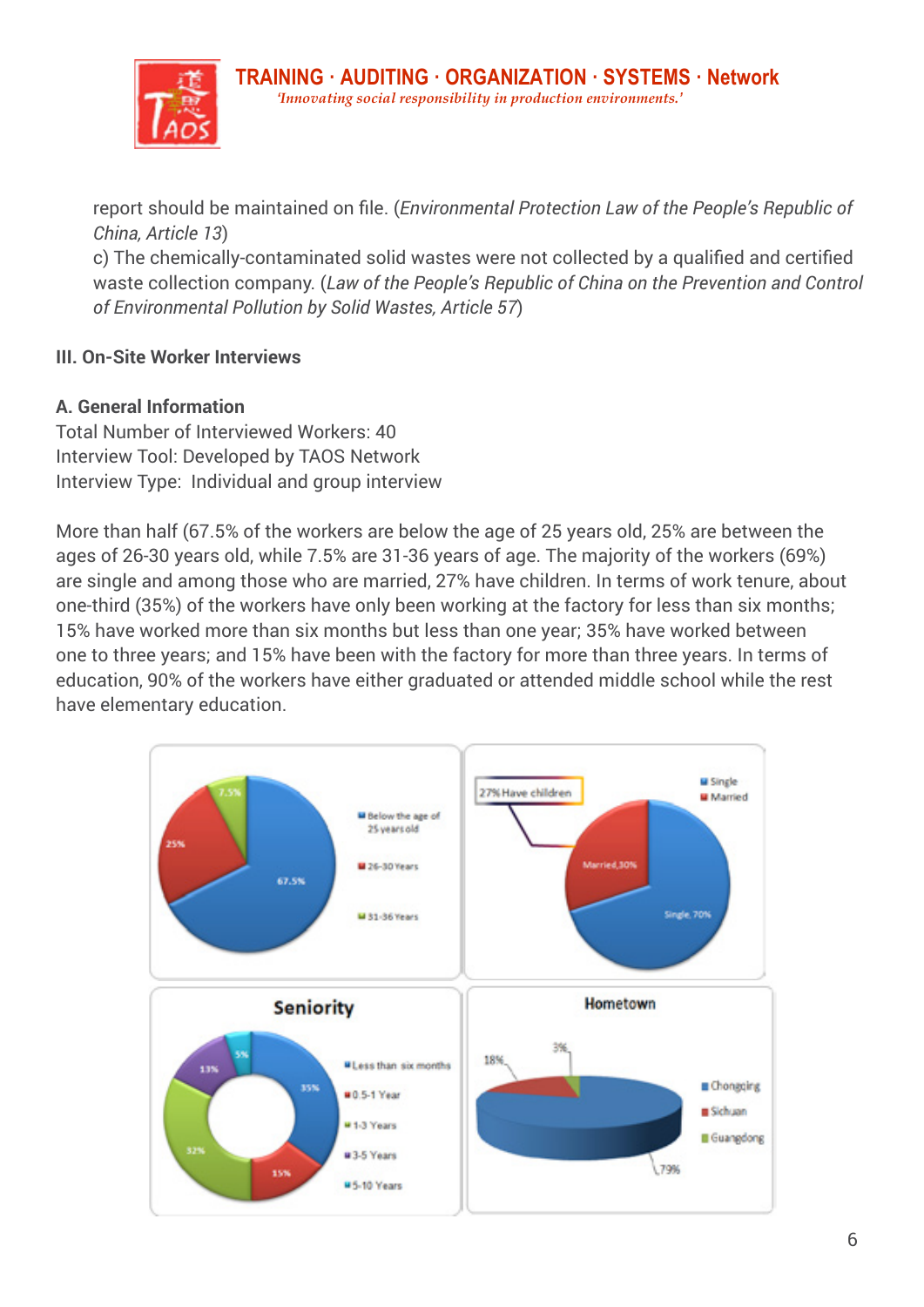report should be maintained on file. (*Environmental Protection Law of the People's Republic of China, Article 13*)

c) The chemically-contaminated solid wastes were not collected by a qualified and certified waste collection company. (*Law of the People's Republic of China on the Prevention and Control of Environmental Pollution by Solid Wastes, Article 57*)

## III. On-Site Worker Interviews

### A. General Information

Total Number of Interviewed Workers: 40
Interview Tool: Developed by TAOS Network
Interview Type: Individual and group interview

More than half (67.5% of the workers are below the age of 25 years old, 25% are between the ages of 26-30 years old, while 7.5% are 31-36 years of age. The majority of the workers (69%) are single and among those who are married, 27% have children. In terms of work tenure, about one-third (35%) of the workers have only been working at the factory for less than six months; 15% have worked more than six months but less than one year; 35% have worked between one to three years; and 15% have been with the factory for more than three years. In terms of education, 90% of the workers have either graduated or attended middle school while the rest have elementary education.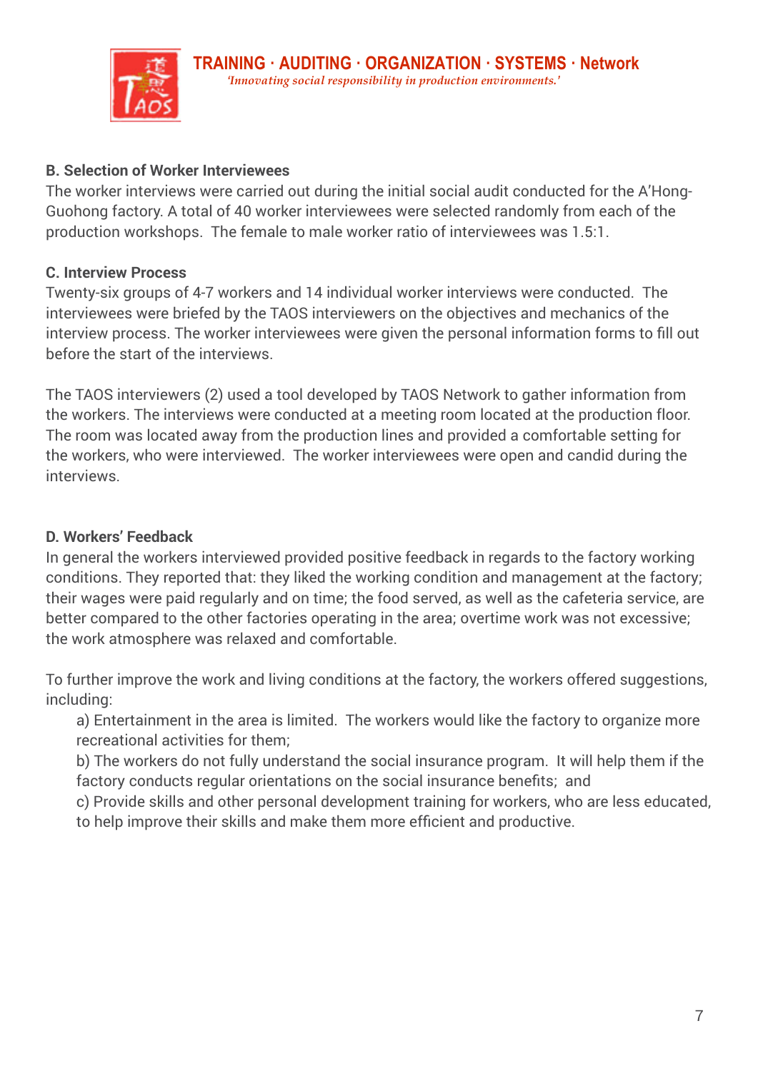### B. Selection of Worker Interviewees

The worker interviews were carried out during the initial social audit conducted for the A'Hong-Guohong factory. A total of 40 worker interviewees were selected randomly from each of the production workshops. The female to male worker ratio of interviewees was 1.5:1.

### C. Interview Process

Twenty-six groups of 4-7 workers and 14 individual worker interviews were conducted. The interviewees were briefed by the TAOS interviewers on the objectives and mechanics of the interview process. The worker interviewees were given the personal information forms to fill out before the start of the interviews.

The TAOS interviewers (2) used a tool developed by TAOS Network to gather information from the workers. The interviews were conducted at a meeting room located at the production floor. The room was located away from the production lines and provided a comfortable setting for the workers, who were interviewed. The worker interviewees were open and candid during the interviews.

### D. Workers' Feedback

In general the workers interviewed provided positive feedback in regards to the factory working conditions. They reported that: they liked the working condition and management at the factory; their wages were paid regularly and on time; the food served, as well as the cafeteria service, are better compared to the other factories operating in the area; overtime work was not excessive; the work atmosphere was relaxed and comfortable.

To further improve the work and living conditions at the factory, the workers offered suggestions, including:

a) Entertainment in the area is limited. The workers would like the factory to organize more recreational activities for them;

b) The workers do not fully understand the social insurance program. It will help them if the factory conducts regular orientations on the social insurance benefits; and

c) Provide skills and other personal development training for workers, who are less educated, to help improve their skills and make them more efficient and productive.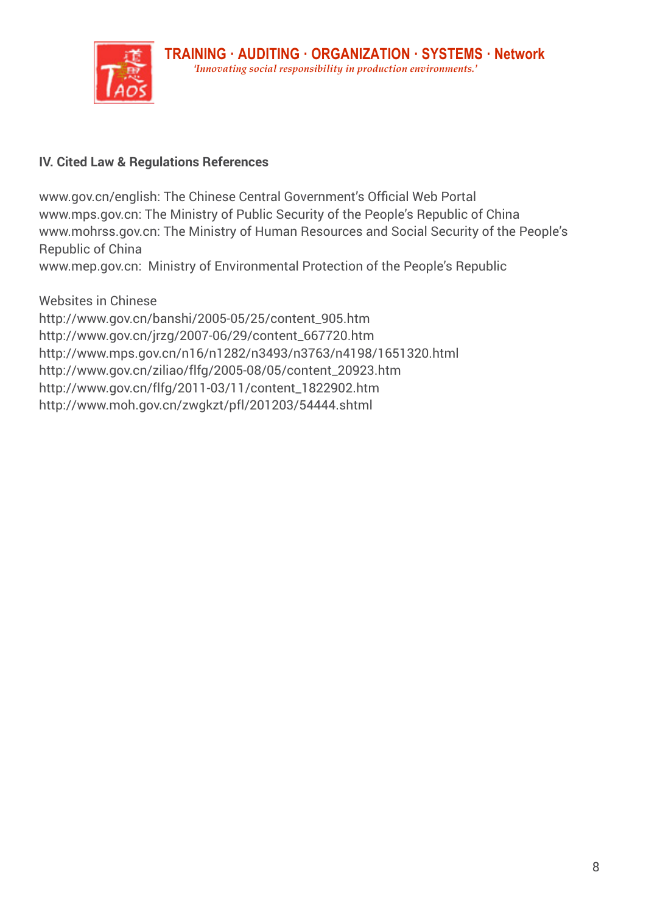### IV. Cited Law & Regulations References

www.gov.cn/english: The Chinese Central Government's Official Web Portal
www.mps.gov.cn: The Ministry of Public Security of the People's Republic of China
www.mohrss.gov.cn: The Ministry of Human Resources and Social Security of the People's Republic of China
www.mep.gov.cn: Ministry of Environmental Protection of the People's Republic

Websites in Chinese
http://www.gov.cn/banshi/2005-05/25/content_905.htm
http://www.gov.cn/jrzg/2007-06/29/content_667720.htm
http://www.mps.gov.cn/n16/n1282/n3493/n3763/n4198/1651320.html
http://www.gov.cn/ziliao/flfg/2005-08/05/content_20923.htm
http://www.gov.cn/flfg/2011-03/11/content_1822902.htm
http://www.moh.gov.cn/zwgkzt/pfl/201203/54444.shtml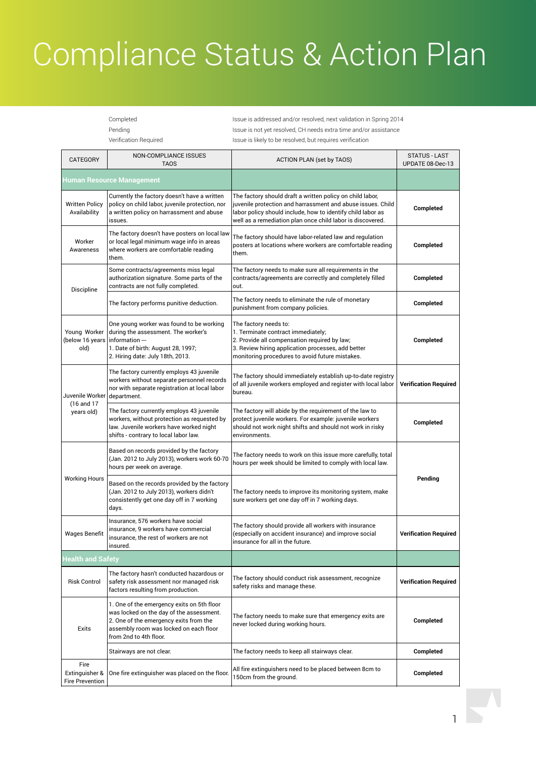# Compliance Status & Action Plan

| | |
|---|---|
| Completed | Issue is addressed and/or resolved, next validation in Spring 2014 |
| Pending | Issue is not yet resolved, CH needs extra time and/or assistance |
| Verification Required | Issue is likely to be resolved, but requires verification |

| CATEGORY | NON-COMPLIANCE ISSUES TAOS | ACTION PLAN (set by TAOS) | STATUS - LAST UPDATE 08-Dec-13 |
|---|---|---|---|
| **Human Resource Management** | | | |
| Written Policy Availability | Currently the factory doesn't have a written policy on child labor, juvenile protection, nor a written policy on harrassment and abuse issues. | The factory should draft a written policy on child labor, juvenile protection and harrassment and abuse issues. Child labor policy should include, how to identify child labor as well as a remediation plan once child labor is discovered. | **Completed** |
| Worker Awareness | The factory doesn't have posters on local law or local legal minimum wage info in areas where workers are comfortable reading them. | The factory should have labor-related law and regulation posters at locations where workers are comfortable reading them. | **Completed** |
| Discipline | Some contracts/agreements miss legal authorization signature. Some parts of the contracts are not fully completed. | The factory needs to make sure all requirements in the contracts/agreements are correctly and completely filled out. | **Completed** |
| | The factory performs punitive deduction. | The factory needs to eliminate the rule of monetary punishment from company policies. | **Completed** |
| Young Worker (below 16 years old) | One young worker was found to be working during the assessment. The worker's information ---<br>1. Date of birth: August 28, 1997;<br>2. Hiring date: July 18th, 2013. | The factory needs to:<br>1. Terminate contract immediately;<br>2. Provide all compensation required by law;<br>3. Review hiring application processes, add better monitoring procedures to avoid future mistakes. | **Completed** |
| Juvenile Worker (16 and 17 years old) | The factory currently employs 43 juvenile workers without separate personnel records nor with separate registration at local labor department. | The factory should immediately establish up-to-date registry of all juvenile workers employed and register with local labor bureau. | **Verification Required** |
| | The factory currently employs 43 juvenile workers, without protection as requested by law. Juvenile workers have worked night shifts - contrary to local labor law. | The factory will abide by the requirement of the law to protect juvenile workers. For example: juvenile workers should not work night shifts and should not work in risky environments. | **Completed** |
| Working Hours | Based on records provided by the factory (Jan. 2012 to July 2013), workers work 60-70 hours per week on average. | The factory needs to work on this issue more carefully, total hours per week should be limited to comply with local law. | **Pending** |
| | Based on the records provided by the factory (Jan. 2012 to July 2013), workers didn't consistently get one day off in 7 working days. | The factory needs to improve its monitoring system, make sure workers get one day off in 7 working days. | |
| Wages Benefit | Insurance, 576 workers have social insurance, 9 workers have commercial insurance, the rest of workers are not insured. | The factory should provide all workers with insurance (especially on accident insurance) and improve social insurance for all in the future. | **Verification Required** |
| **Health and Safety** | | | |
| Risk Control | The factory hasn't conducted hazardous or safety risk assessment nor managed risk factors resulting from production. | The factory should conduct risk assessment, recognize safety risks and manage these. | **Verification Required** |
| Exits | 1. One of the emergency exits on 5th floor was locked on the day of the assessment.<br>2. One of the emergency exits from the assembly room was locked on each floor from 2nd to 4th floor. | The factory needs to make sure that emergency exits are never locked during working hours. | **Completed** |
| | Stairways are not clear. | The factory needs to keep all stairways clear. | **Completed** |
| Fire Extinguisher & Fire Prevention | One fire extinguisher was placed on the floor. | All fire extinguishers need to be placed between 8cm to 150cm from the ground. | **Completed** |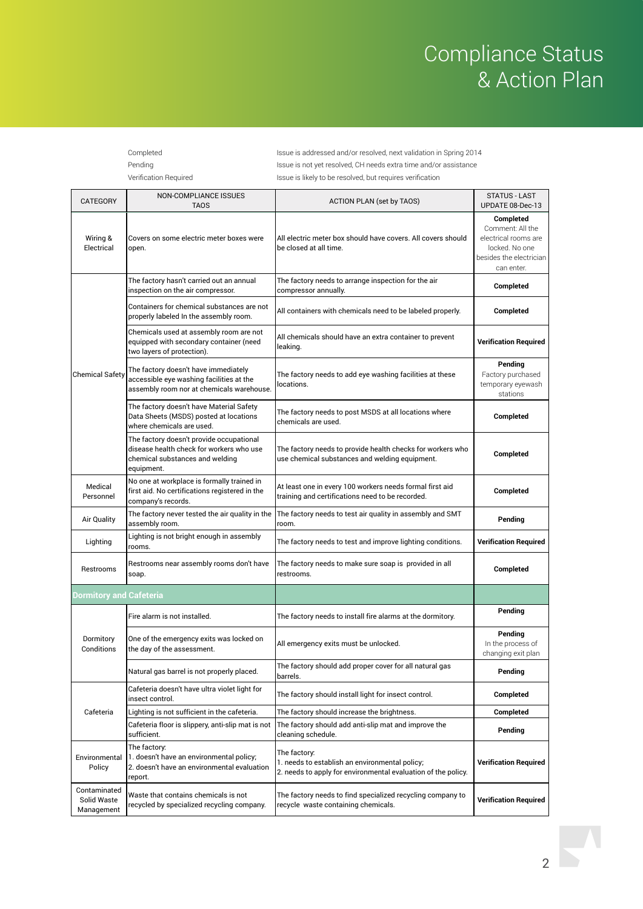# Compliance Status & Action Plan

| | |
|---|---|
| Completed | Issue is addressed and/or resolved, next validation in Spring 2014 |
| Pending | Issue is not yet resolved, CH needs extra time and/or assistance |
| Verification Required | Issue is likely to be resolved, but requires verification |

| CATEGORY | NON-COMPLIANCE ISSUES TAOS | ACTION PLAN (set by TAOS) | STATUS - LAST UPDATE 08-Dec-13 |
|---|---|---|---|
| Wiring & Electrical | Covers on some electric meter boxes were open. | All electric meter box should have covers. All covers should be closed at all time. | **Completed** Comment: All the electrical rooms are locked. No one besides the electrician can enter. |
| Chemical Safety | The factory hasn't carried out an annual inspection on the air compressor. | The factory needs to arrange inspection for the air compressor annually. | **Completed** |
| | Containers for chemical substances are not properly labeled In the assembly room. | All containers with chemicals need to be labeled properly. | **Completed** |
| | Chemicals used at assembly room are not equipped with secondary container (need two layers of protection). | All chemicals should have an extra container to prevent leaking. | **Verification Required** |
| | The factory doesn't have immediately accessible eye washing facilities at the assembly room nor at chemicals warehouse. | The factory needs to add eye washing facilities at these locations. | **Pending** Factory purchased temporary eyewash stations |
| | The factory doesn't have Material Safety Data Sheets (MSDS) posted at locations where chemicals are used. | The factory needs to post MSDS at all locations where chemicals are used. | **Completed** |
| | The factory doesn't provide occupational disease health check for workers who use chemical substances and welding equipment. | The factory needs to provide health checks for workers who use chemical substances and welding equipment. | **Completed** |
| Medical Personnel | No one at workplace is formally trained in first aid. No certifications registered in the company's records. | At least one in every 100 workers needs formal first aid training and certifications need to be recorded. | **Completed** |
| Air Quality | The factory never tested the air quality in the assembly room. | The factory needs to test air quality in assembly and SMT room. | **Pending** |
| Lighting | Lighting is not bright enough in assembly rooms. | The factory needs to test and improve lighting conditions. | **Verification Required** |
| Restrooms | Restrooms near assembly rooms don't have soap. | The factory needs to make sure soap is provided in all restrooms. | **Completed** |
| **Dormitory and Cafeteria** | | | |
| Dormitory Conditions | Fire alarm is not installed. | The factory needs to install fire alarms at the dormitory. | **Pending** |
| | One of the emergency exits was locked on the day of the assessment. | All emergency exits must be unlocked. | **Pending** In the process of changing exit plan |
| | Natural gas barrel is not properly placed. | The factory should add proper cover for all natural gas barrels. | **Pending** |
| Cafeteria | Cafeteria doesn't have ultra violet light for insect control. | The factory should install light for insect control. | **Completed** |
| | Lighting is not sufficient in the cafeteria. | The factory should increase the brightness. | **Completed** |
| | Cafeteria floor is slippery, anti-slip mat is not sufficient. | The factory should add anti-slip mat and improve the cleaning schedule. | **Pending** |
| Environmental Policy | The factory: 1. doesn't have an environmental policy; 2. doesn't have an environmental evaluation report. | The factory: 1. needs to establish an environmental policy; 2. needs to apply for environmental evaluation of the policy. | **Verification Required** |
| Contaminated Solid Waste Management | Waste that contains chemicals is not recycled by specialized recycling company. | The factory needs to find specialized recycling company to recycle waste containing chemicals. | **Verification Required** |